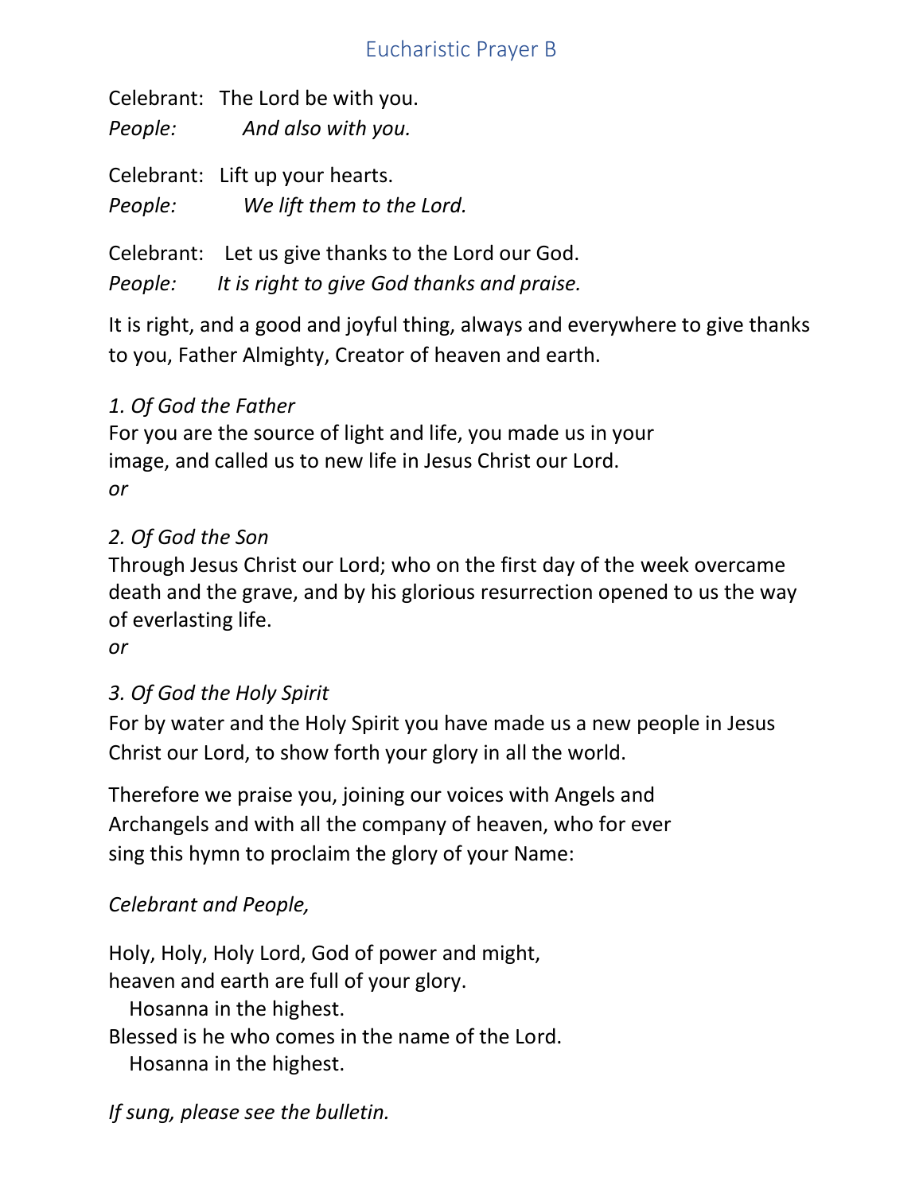# Eucharistic Prayer B

Celebrant: The Lord be with you.
*People: And also with you.*

Celebrant: Lift up your hearts.
*People: We lift them to the Lord.*

Celebrant: Let us give thanks to the Lord our God.
*People: It is right to give God thanks and praise.*

It is right, and a good and joyful thing, always and everywhere to give thanks to you, Father Almighty, Creator of heaven and earth.

*1. Of God the Father*
For you are the source of light and life, you made us in your image, and called us to new life in Jesus Christ our Lord.
*or*

*2. Of God the Son*
Through Jesus Christ our Lord; who on the first day of the week overcame death and the grave, and by his glorious resurrection opened to us the way of everlasting life.
*or*

*3. Of God the Holy Spirit*
For by water and the Holy Spirit you have made us a new people in Jesus Christ our Lord, to show forth your glory in all the world.

Therefore we praise you, joining our voices with Angels and Archangels and with all the company of heaven, who for ever sing this hymn to proclaim the glory of your Name:

*Celebrant and People,*

Holy, Holy, Holy Lord, God of power and might,
heaven and earth are full of your glory.
  Hosanna in the highest.
Blessed is he who comes in the name of the Lord.
  Hosanna in the highest.

*If sung, please see the bulletin.*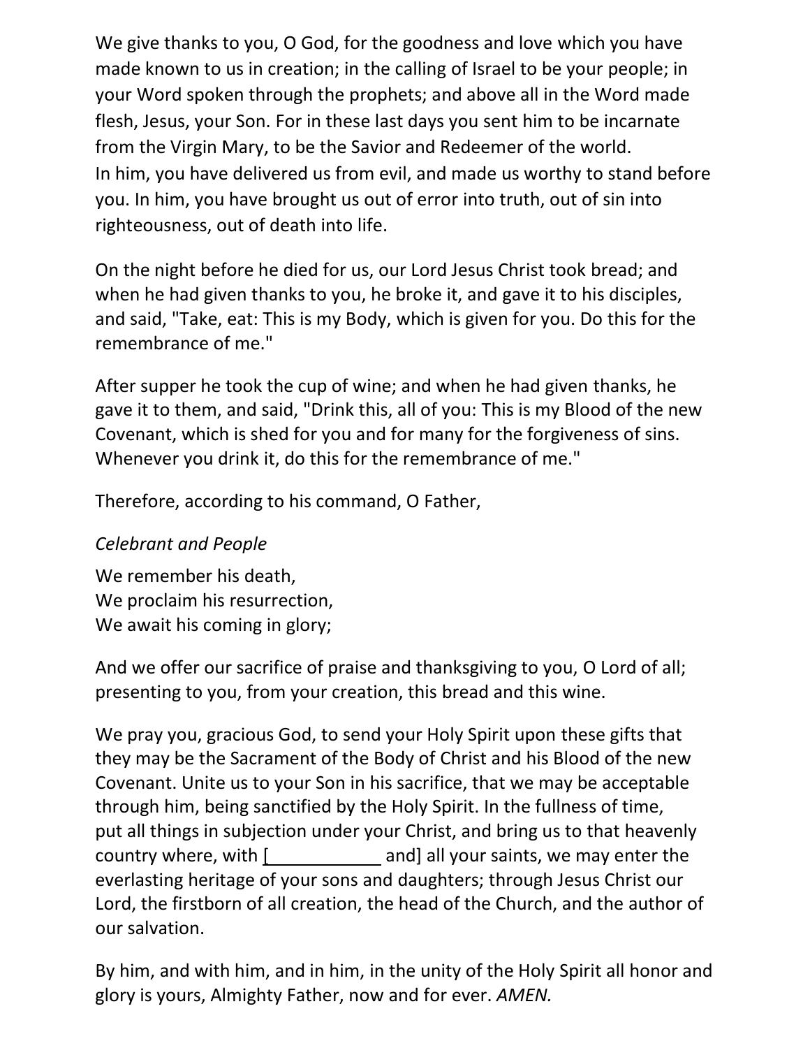We give thanks to you, O God, for the goodness and love which you have made known to us in creation; in the calling of Israel to be your people; in your Word spoken through the prophets; and above all in the Word made flesh, Jesus, your Son. For in these last days you sent him to be incarnate from the Virgin Mary, to be the Savior and Redeemer of the world. In him, you have delivered us from evil, and made us worthy to stand before you. In him, you have brought us out of error into truth, out of sin into righteousness, out of death into life.

On the night before he died for us, our Lord Jesus Christ took bread; and when he had given thanks to you, he broke it, and gave it to his disciples, and said, "Take, eat: This is my Body, which is given for you. Do this for the remembrance of me."

After supper he took the cup of wine; and when he had given thanks, he gave it to them, and said, "Drink this, all of you: This is my Blood of the new Covenant, which is shed for you and for many for the forgiveness of sins. Whenever you drink it, do this for the remembrance of me."

Therefore, according to his command, O Father,

*Celebrant and People*

We remember his death,
We proclaim his resurrection,
We await his coming in glory;

And we offer our sacrifice of praise and thanksgiving to you, O Lord of all; presenting to you, from your creation, this bread and this wine.

We pray you, gracious God, to send your Holy Spirit upon these gifts that they may be the Sacrament of the Body of Christ and his Blood of the new Covenant. Unite us to your Son in his sacrifice, that we may be acceptable through him, being sanctified by the Holy Spirit. In the fullness of time, put all things in subjection under your Christ, and bring us to that heavenly country where, with [____________ and] all your saints, we may enter the everlasting heritage of your sons and daughters; through Jesus Christ our Lord, the firstborn of all creation, the head of the Church, and the author of our salvation.

By him, and with him, and in him, in the unity of the Holy Spirit all honor and glory is yours, Almighty Father, now and for ever. *AMEN.*